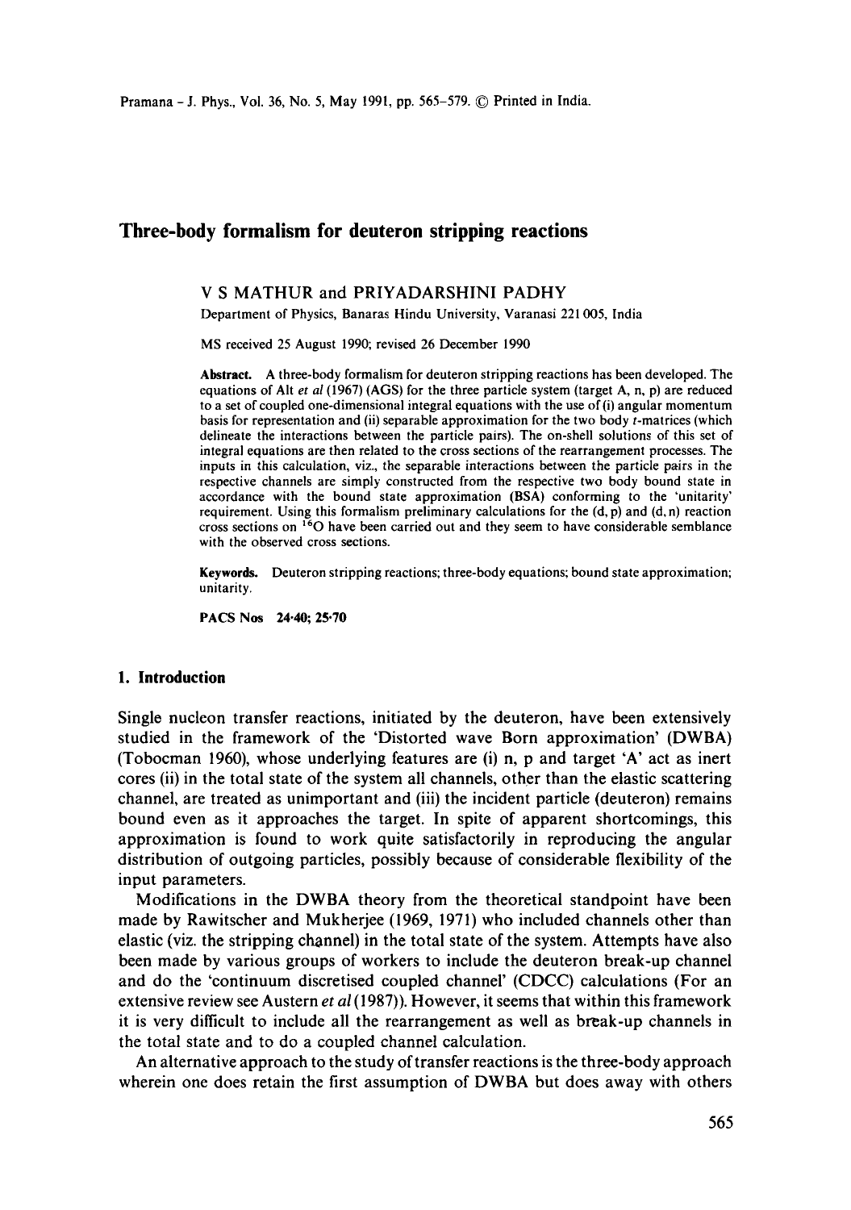# Three-body formalism for deuteron stripping reactions

V S MATHUR and PRIYADARSHINI PADHY

Department of Physics, Banaras Hindu University, Varanasi 221 005, India

MS received 25 August 1990; revised 26 December 1990

**Abstract.** A three-body formalism for deuteron stripping reactions has been developed. The equations of Alt *et al* (1967) (AGS) for the three particle system (target A, n, p) are reduced to a set of coupled one-dimensional integral equations with the use of (i) angular momentum basis for representation and (ii) separable approximation for the two body $t$-matrices (which delineate the interactions between the particle pairs). The on-shell solutions of this set of integral equations are then related to the cross sections of the rearrangement processes. The inputs in this calculation, viz., the separable interactions between the particle pairs in the respective channels are simply constructed from the respective two body bound state in accordance with the bound state approximation (BSA) conforming to the 'unitarity' requirement. Using this formalism preliminary calculations for the (d, p) and (d, n) reaction cross sections on $^{16}O$ have been carried out and they seem to have considerable semblance with the observed cross sections.

**Keywords.** Deuteron stripping reactions; three-body equations; bound state approximation; unitarity.

**PACS Nos** 24·40; 25·70

## 1. Introduction

Single nucleon transfer reactions, initiated by the deuteron, have been extensively studied in the framework of the 'Distorted wave Born approximation' (DWBA) (Tobocman 1960), whose underlying features are (i) n, p and target 'A' act as inert cores (ii) in the total state of the system all channels, other than the elastic scattering channel, are treated as unimportant and (iii) the incident particle (deuteron) remains bound even as it approaches the target. In spite of apparent shortcomings, this approximation is found to work quite satisfactorily in reproducing the angular distribution of outgoing particles, possibly because of considerable flexibility of the input parameters.

Modifications in the DWBA theory from the theoretical standpoint have been made by Rawitscher and Mukherjee (1969, 1971) who included channels other than elastic (viz. the stripping channel) in the total state of the system. Attempts have also been made by various groups of workers to include the deuteron break-up channel and do the 'continuum discretised coupled channel' (CDCC) calculations (For an extensive review see Austern *et al* (1987)). However, it seems that within this framework it is very difficult to include all the rearrangement as well as break-up channels in the total state and to do a coupled channel calculation.

An alternative approach to the study of transfer reactions is the three-body approach wherein one does retain the first assumption of DWBA but does away with others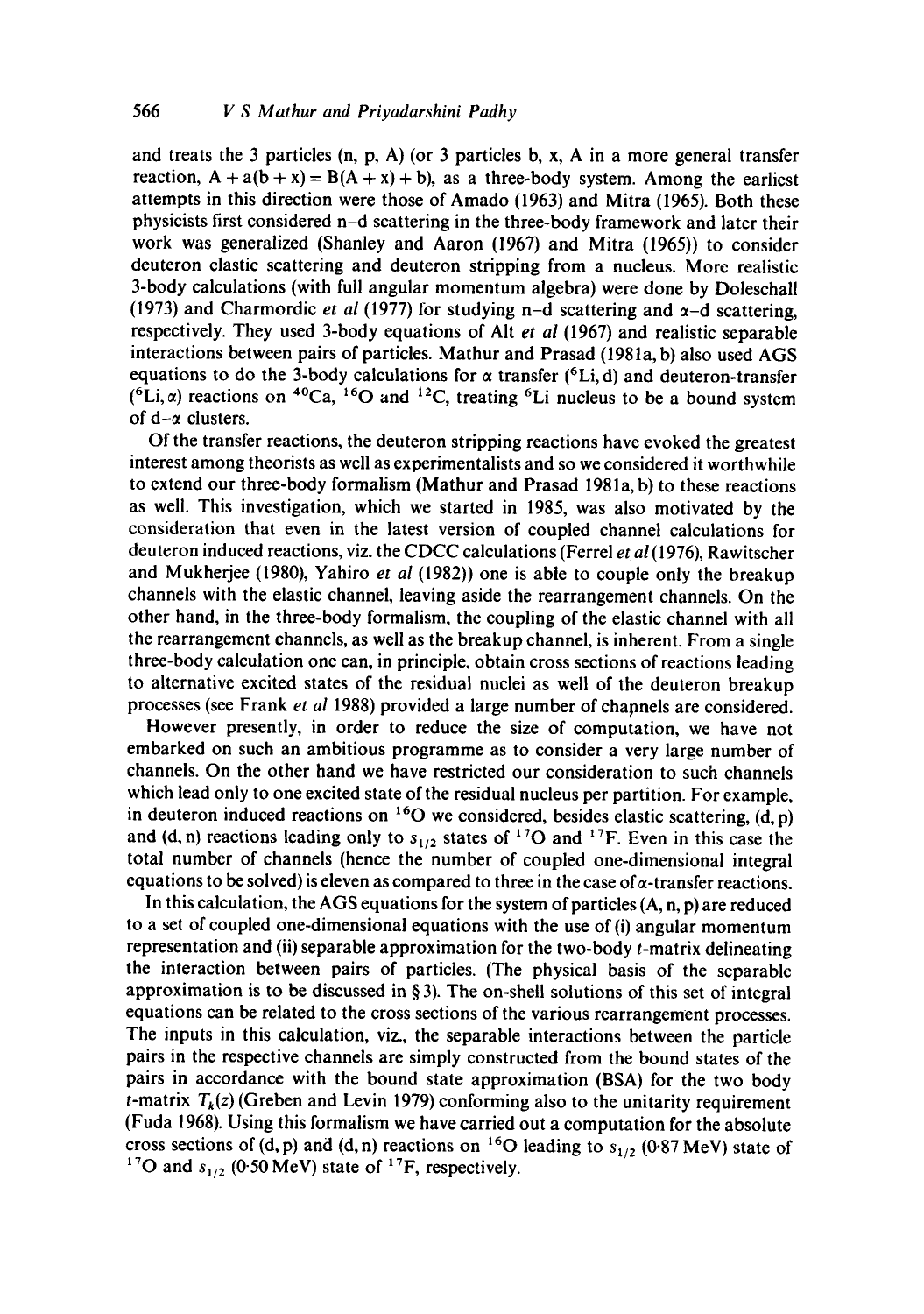and treats the 3 particles (n, p, A) (or 3 particles b, x, A in a more general transfer reaction, $A + a(b + x) = B(A + x) + b$), as a three-body system. Among the earliest attempts in this direction were those of Amado (1963) and Mitra (1965). Both these physicists first considered n–d scattering in the three-body framework and later their work was generalized (Shanley and Aaron (1967) and Mitra (1965)) to consider deuteron elastic scattering and deuteron stripping from a nucleus. More realistic 3-body calculations (with full angular momentum algebra) were done by Doleschall (1973) and Charmordic *et al* (1977) for studying n–d scattering and $\alpha$–d scattering, respectively. They used 3-body equations of Alt *et al* (1967) and realistic separable interactions between pairs of particles. Mathur and Prasad (1981a, b) also used AGS equations to do the 3-body calculations for $\alpha$ transfer ($^{6}$Li, d) and deuteron-transfer ($^{6}$Li, $\alpha$) reactions on $^{40}$Ca, $^{16}$O and $^{12}$C, treating $^{6}$Li nucleus to be a bound system of d–$\alpha$ clusters.

Of the transfer reactions, the deuteron stripping reactions have evoked the greatest interest among theorists as well as experimentalists and so we considered it worthwhile to extend our three-body formalism (Mathur and Prasad 1981a, b) to these reactions as well. This investigation, which we started in 1985, was also motivated by the consideration that even in the latest version of coupled channel calculations for deuteron induced reactions, viz. the CDCC calculations (Ferrel *et al* (1976), Rawitscher and Mukherjee (1980), Yahiro *et al* (1982)) one is able to couple only the breakup channels with the elastic channel, leaving aside the rearrangement channels. On the other hand, in the three-body formalism, the coupling of the elastic channel with all the rearrangement channels, as well as the breakup channel, is inherent. From a single three-body calculation one can, in principle, obtain cross sections of reactions leading to alternative excited states of the residual nuclei as well of the deuteron breakup processes (see Frank *et al* 1988) provided a large number of channels are considered.

However presently, in order to reduce the size of computation, we have not embarked on such an ambitious programme as to consider a very large number of channels. On the other hand we have restricted our consideration to such channels which lead only to one excited state of the residual nucleus per partition. For example, in deuteron induced reactions on $^{16}$O we considered, besides elastic scattering, (d, p) and (d, n) reactions leading only to $s_{1/2}$ states of $^{17}$O and $^{17}$F. Even in this case the total number of channels (hence the number of coupled one-dimensional integral equations to be solved) is eleven as compared to three in the case of $\alpha$-transfer reactions.

In this calculation, the AGS equations for the system of particles (A, n, p) are reduced to a set of coupled one-dimensional equations with the use of (i) angular momentum representation and (ii) separable approximation for the two-body $t$-matrix delineating the interaction between pairs of particles. (The physical basis of the separable approximation is to be discussed in § 3). The on-shell solutions of this set of integral equations can be related to the cross sections of the various rearrangement processes. The inputs in this calculation, viz., the separable interactions between the particle pairs in the respective channels are simply constructed from the bound states of the pairs in accordance with the bound state approximation (BSA) for the two body $t$-matrix $T_k(z)$ (Greben and Levin 1979) conforming also to the unitarity requirement (Fuda 1968). Using this formalism we have carried out a computation for the absolute cross sections of (d, p) and (d, n) reactions on $^{16}$O leading to $s_{1/2}$ (0·87 MeV) state of $^{17}$O and $s_{1/2}$ (0·50 MeV) state of $^{17}$F, respectively.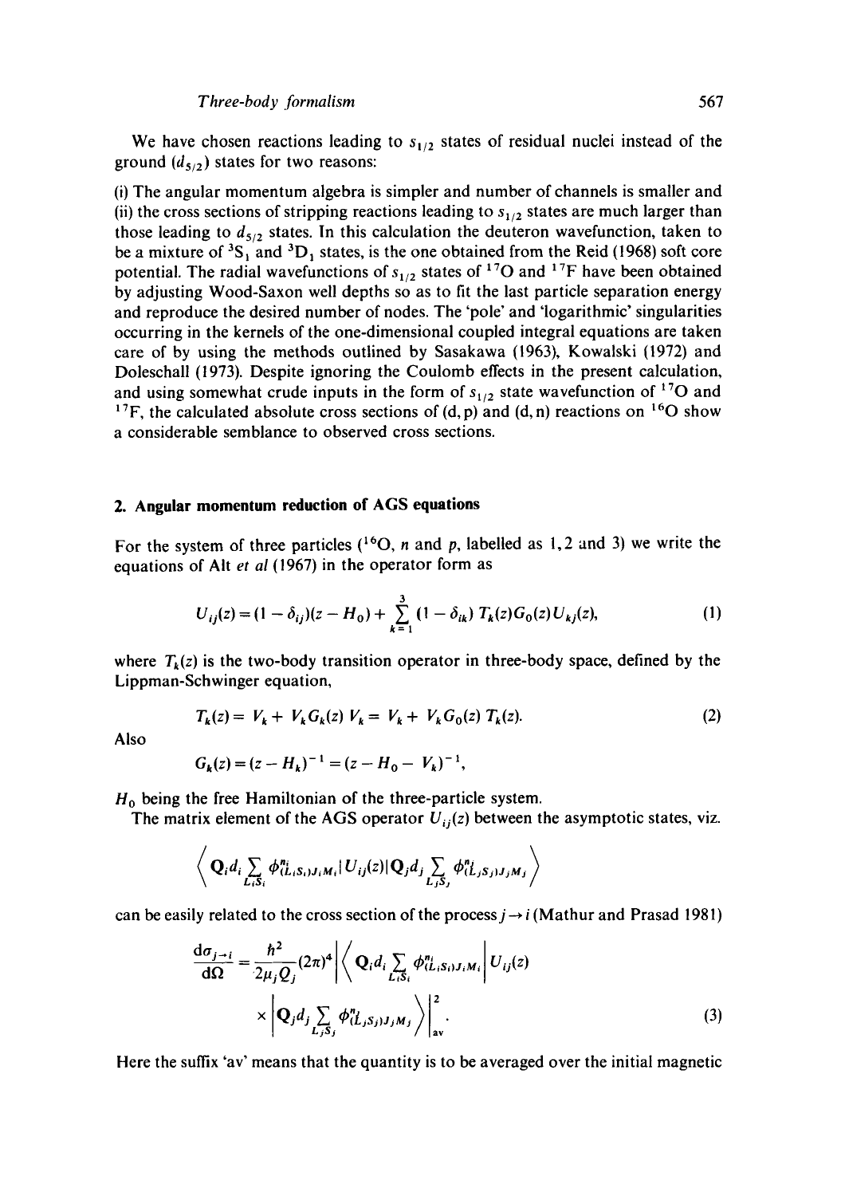We have chosen reactions leading to $s_{1/2}$ states of residual nuclei instead of the ground ($d_{5/2}$) states for two reasons:

(i) The angular momentum algebra is simpler and number of channels is smaller and (ii) the cross sections of stripping reactions leading to $s_{1/2}$ states are much larger than those leading to $d_{5/2}$ states. In this calculation the deuteron wavefunction, taken to be a mixture of $^3S_1$ and $^3D_1$ states, is the one obtained from the Reid (1968) soft core potential. The radial wavefunctions of $s_{1/2}$ states of $^{17}O$ and $^{17}F$ have been obtained by adjusting Wood-Saxon well depths so as to fit the last particle separation energy and reproduce the desired number of nodes. The 'pole' and 'logarithmic' singularities occurring in the kernels of the one-dimensional coupled integral equations are taken care of by using the methods outlined by Sasakawa (1963), Kowalski (1972) and Doleschall (1973). Despite ignoring the Coulomb effects in the present calculation, and using somewhat crude inputs in the form of $s_{1/2}$ state wavefunction of $^{17}O$ and $^{17}F$, the calculated absolute cross sections of (d, p) and (d, n) reactions on $^{16}O$ show a considerable semblance to observed cross sections.

## 2. Angular momentum reduction of AGS equations

For the system of three particles ($^{16}O$, $n$ and $p$, labelled as 1, 2 and 3) we write the equations of Alt *et al* (1967) in the operator form as

$$U_{ij}(z) = (1 - \delta_{ij})(z - H_0) + \sum_{k=1}^{3} (1 - \delta_{ik})\, T_k(z) G_0(z) U_{kj}(z), \tag{1}$$

where $T_k(z)$ is the two-body transition operator in three-body space, defined by the Lippman-Schwinger equation,

$$T_k(z) = V_k + V_k G_k(z) V_k = V_k + V_k G_0(z) T_k(z). \tag{2}$$

Also

$$G_k(z) = (z - H_k)^{-1} = (z - H_0 - V_k)^{-1},$$

$H_0$ being the free Hamiltonian of the three-particle system.

The matrix element of the AGS operator $U_{ij}(z)$ between the asymptotic states, viz.

$$\left\langle \mathbf{Q}_i d_i \sum_{L_i S_i} \phi^{n_i}_{(L_i S_i) J_i M_i} \right| U_{ij}(z) \left| \mathbf{Q}_j d_j \sum_{L_j S_j} \phi^{n_j}_{(L_j S_j) J_j M_j} \right\rangle$$

can be easily related to the cross section of the process $j \to i$ (Mathur and Prasad 1981)

$$\frac{d\sigma_{j\to i}}{d\Omega} = \frac{\hbar^2}{2\mu_j Q_j}(2\pi)^4 \left| \left\langle \mathbf{Q}_i d_i \sum_{L_i S_i} \phi^{n_i}_{(L_i S_i) J_i M_i} \right| U_{ij}(z) \right.$$
$$\times \left. \left| \mathbf{Q}_j d_j \sum_{L_j S_j} \phi^{n_j}_{(L_j S_j) J_j M_j} \right\rangle \right|^2_{\text{av}}. \tag{3}$$

Here the suffix 'av' means that the quantity is to be averaged over the initial magnetic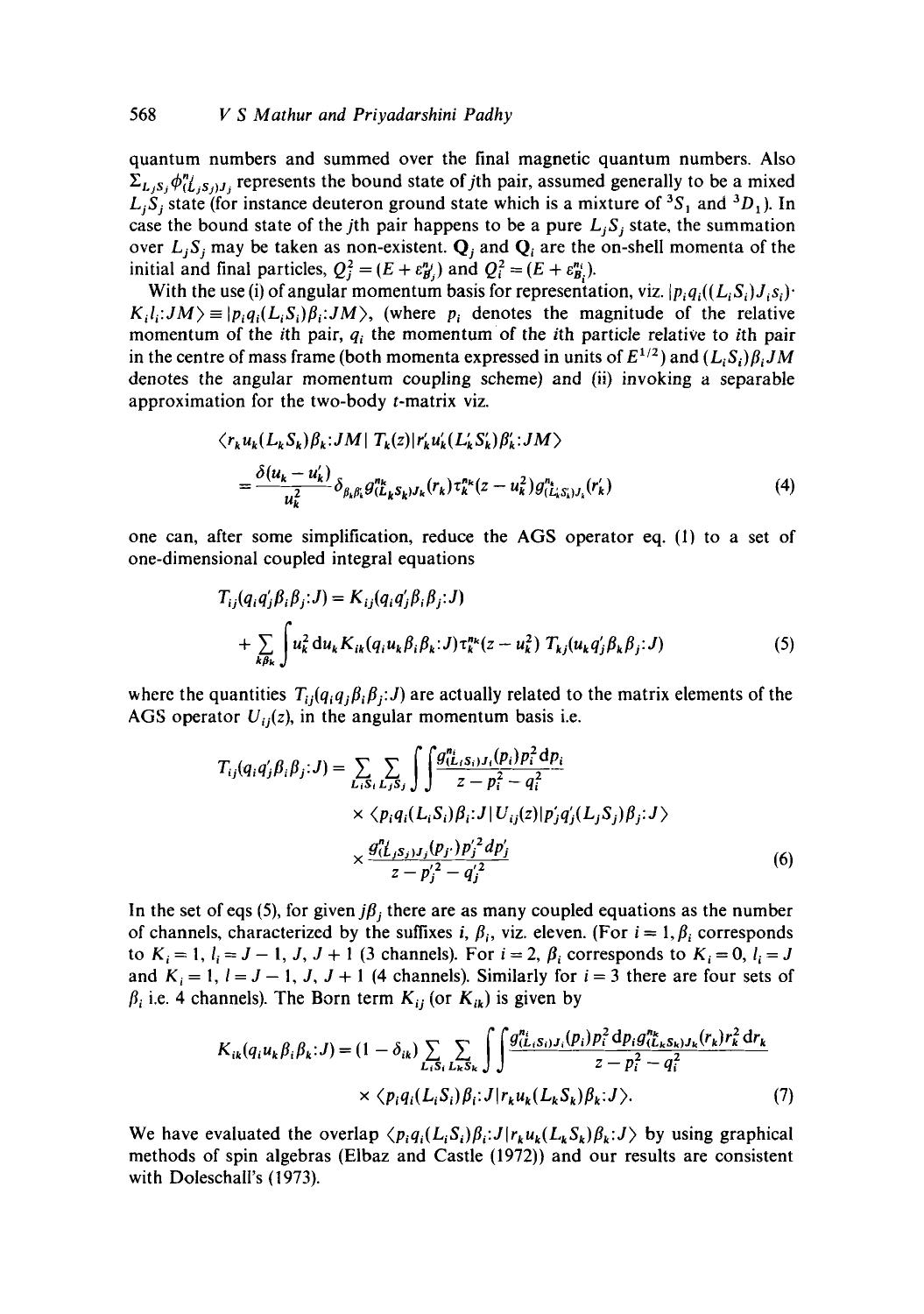quantum numbers and summed over the final magnetic quantum numbers. Also $\Sigma_{L_jS_j}\phi^{n_j}_{(L_jS_j)J_j}$ represents the bound state of $j$th pair, assumed generally to be a mixed $L_jS_j$ state (for instance deuteron ground state which is a mixture of ${}^3S_1$ and ${}^3D_1$). In case the bound state of the $j$th pair happens to be a pure $L_jS_j$ state, the summation over $L_jS_j$ may be taken as non-existent. $\mathbf{Q}_j$ and $\mathbf{Q}_i$ are the on-shell momenta of the initial and final particles, $Q_j^2 = (E + \varepsilon^{n_j}_{B_j})$ and $Q_i^2 = (E + \varepsilon^{n_i}_{B_i})$.

With the use (i) of angular momentum basis for representation, viz. $|p_i q_i((L_iS_i)J_is_i)\cdot K_il_i{:}JM\rangle \equiv |p_iq_i(L_iS_i)\beta_i{:}JM\rangle$, (where $p_i$ denotes the magnitude of the relative momentum of the $i$th pair, $q_i$ the momentum of the $i$th particle relative to $i$th pair in the centre of mass frame (both momenta expressed in units of $E^{1/2}$) and $(L_iS_i)\beta_iJM$ denotes the angular momentum coupling scheme) and (ii) invoking a separable approximation for the two-body $t$-matrix viz.

$$\langle r_ku_k(L_kS_k)\beta_k{:}JM|\,T_k(z)|r_k'u_k'(L_k'S_k')\beta_k'{:}JM\rangle = \frac{\delta(u_k-u_k')}{u_k^2}\delta_{\beta_k\beta_k'}g^{n_k}_{(L_kS_k)J_k}(r_k)\tau^{n_k}_k(z-u_k^2)g^{n_k}_{(L_k'S_k')J_k}(r_k') \tag{4}$$

one can, after some simplification, reduce the AGS operator eq. (1) to a set of one-dimensional coupled integral equations

$$T_{ij}(q_iq_j'\beta_i\beta_j{:}J) = K_{ij}(q_iq_j'\beta_i\beta_j{:}J) + \sum_{k\beta_k}\int u_k^2\,\mathrm{d}u_k K_{ik}(q_iu_k\beta_i\beta_k{:}J)\tau^{n_k}_k(z-u_k^2)\,T_{kj}(u_kq_j'\beta_k\beta_j{:}J) \tag{5}$$

where the quantities $T_{ij}(q_iq_j\beta_i\beta_j{:}J)$ are actually related to the matrix elements of the AGS operator $U_{ij}(z)$, in the angular momentum basis i.e.

$$\begin{aligned} T_{ij}(q_iq_j'\beta_i\beta_j{:}J) = \sum_{L_iS_i}\sum_{L_jS_j}\int\!\!\int & \frac{g^{n_i}_{(L_iS_i)J_i}(p_i)p_i^2\,\mathrm{d}p_i}{z-p_i^2-q_i^2} \\ & \times \langle p_iq_i(L_iS_i)\beta_i{:}J|\,U_{ij}(z)|p_j'q_j'(L_jS_j)\beta_j{:}J\rangle \\ & \times \frac{g^{n_j}_{(L_jS_j)J_j}(p_{j'})p_j'^2\,\mathrm{d}p_j'}{z-p_j'^2-q_j'^2} \end{aligned} \tag{6}$$

In the set of eqs (5), for given $j\beta_j$ there are as many coupled equations as the number of channels, characterized by the suffixes $i$, $\beta_i$, viz. eleven. (For $i=1$, $\beta_i$ corresponds to $K_i = 1$, $l_i = J-1$, $J$, $J+1$ (3 channels). For $i=2$, $\beta_i$ corresponds to $K_i=0$, $l_i=J$ and $K_i=1$, $l = J-1$, $J$, $J+1$ (4 channels). Similarly for $i=3$ there are four sets of $\beta_i$ i.e. 4 channels). The Born term $K_{ij}$ (or $K_{ik}$) is given by

$$\begin{aligned} K_{ik}(q_iu_k\beta_i\beta_k{:}J) = (1-\delta_{ik})\sum_{L_iS_i}\sum_{L_kS_k}\int\!\!\int & \frac{g^{n_i}_{(L_iS_i)J_i}(p_i)p_i^2\,\mathrm{d}p_i\,g^{n_k}_{(L_kS_k)J_k}(r_k)r_k^2\,\mathrm{d}r_k}{z-p_i^2-q_i^2} \\ & \times \langle p_iq_i(L_iS_i)\beta_i{:}J|r_ku_k(L_kS_k)\beta_k{:}J\rangle. \end{aligned} \tag{7}$$

We have evaluated the overlap $\langle p_iq_i(L_iS_i)\beta_i{:}J|r_ku_k(L_kS_k)\beta_k{:}J\rangle$ by using graphical methods of spin algebras (Elbaz and Castle (1972)) and our results are consistent with Doleschall's (1973).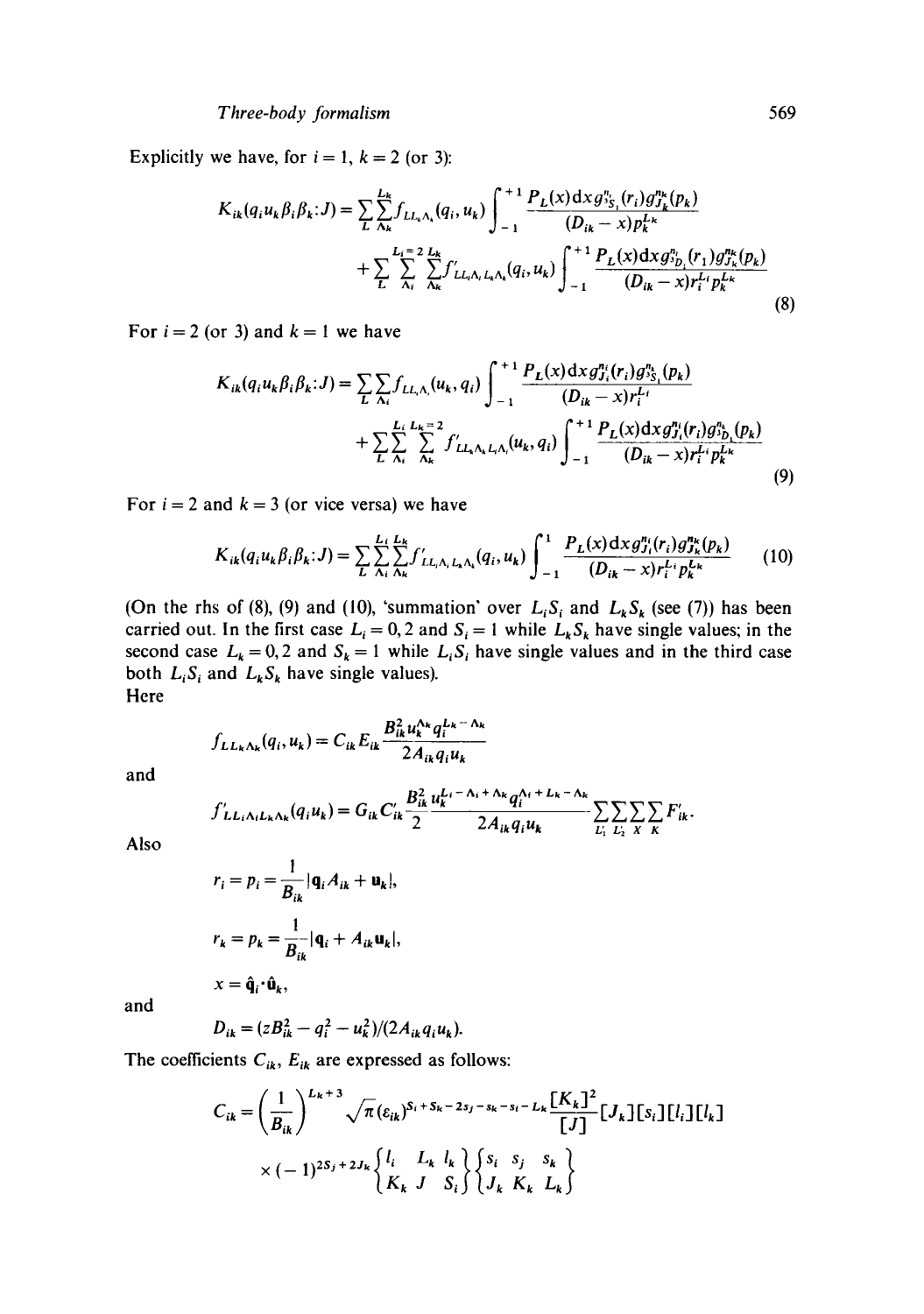Explicitly we have, for $i = 1$, $k = 2$ (or 3):

$$K_{ik}(q_i u_k \beta_i \beta_k : J) = \sum_L \sum_{\Lambda_k}^{L_k} f_{LL_k\Lambda_k}(q_i, u_k) \int_{-1}^{+1} \frac{P_L(x)\mathrm{d}x\, g^{n_i}_{{}^3S_1}(r_i) g^{n_k}_{J_k}(p_k)}{(D_{ik} - x)p_k^{L_k}}$$

$$+ \sum_L \sum_{\Lambda_i}^{L_i = 2} \sum_{\Lambda_k}^{L_k} f'_{LL_i\Lambda_i L_k\Lambda_k}(q_i, u_k) \int_{-1}^{+1} \frac{P_L(x)\mathrm{d}x\, g^{n_i}_{{}^3D_1}(r_1) g^{n_k}_{J_k}(p_k)}{(D_{ik} - x)r_i^{L_i} p_k^{L_k}} \tag{8}$$

For $i = 2$ (or 3) and $k = 1$ we have

$$K_{ik}(q_i u_k \beta_i \beta_k : J) = \sum_L \sum_{\Lambda_i} f_{LL_i\Lambda_i}(u_k, q_i) \int_{-1}^{+1} \frac{P_L(x)\mathrm{d}x\, g^{n_i}_{J_i}(r_i) g^{n_k}_{{}^3S_1}(p_k)}{(D_{ik} - x)r_i^{L_i}}$$

$$+ \sum_L \sum_{\Lambda_i}^{L_i} \sum_{\Lambda_k}^{L_k = 2} f'_{LL_k\Lambda_k L_i\Lambda_i}(u_k, q_i) \int_{-1}^{+1} \frac{P_L(x)\mathrm{d}x\, g^{n_i}_{J_i}(r_i) g^{n_k}_{{}^3D_1}(p_k)}{(D_{ik} - x)r_i^{L_i} p_k^{L_k}} \tag{9}$$

For $i = 2$ and $k = 3$ (or vice versa) we have

$$K_{ik}(q_i u_k \beta_i \beta_k : J) = \sum_L \sum_{\Lambda_i}^{L_i} \sum_{\Lambda_k}^{L_k} f'_{LL_i\Lambda_i L_k\Lambda_k}(q_i, u_k) \int_{-1}^{1} \frac{P_L(x)\mathrm{d}x\, g^{n_i}_{J_i}(r_i) g^{n_k}_{J_k}(p_k)}{(D_{ik} - x)r_i^{L_i} p_k^{L_k}} \tag{10}$$

(On the rhs of (8), (9) and (10), 'summation' over $L_i S_i$ and $L_k S_k$ (see (7)) has been carried out. In the first case $L_i = 0, 2$ and $S_i = 1$ while $L_k S_k$ have single values; in the second case $L_k = 0, 2$ and $S_k = 1$ while $L_i S_i$ have single values and in the third case both $L_i S_i$ and $L_k S_k$ have single values).

Here

$$f_{LL_k\Lambda_k}(q_i, u_k) = C_{ik} E_{ik} \frac{B_{ik}^2 u_k^{\Lambda_k} q_i^{L_k - \Lambda_k}}{2A_{ik} q_i u_k}$$

and

$$f'_{LL_i\Lambda_i L_k\Lambda_k}(q_i u_k) = G_{ik} C'_{ik} \frac{B_{ik}^2}{2} \frac{u_k^{L_i - \Lambda_i + \Lambda_k} q_i^{\Lambda_i + L_k - \Lambda_k}}{2A_{ik} q_i u_k} \sum_{L'_1} \sum_{L'_2} \sum_X \sum_K F'_{ik}.$$

Also

$$r_i = p_i = \frac{1}{B_{ik}} |\mathbf{q}_i A_{ik} + \mathbf{u}_k|,$$

$$r_k = p_k = \frac{1}{B_{ik}} |\mathbf{q}_i + A_{ik}\mathbf{u}_k|,$$

$$x = \hat{\mathbf{q}}_i \cdot \hat{\mathbf{u}}_k,$$

and

$$D_{ik} = (zB_{ik}^2 - q_i^2 - u_k^2)/(2A_{ik} q_i u_k).$$

The coefficients $C_{ik}$, $E_{ik}$ are expressed as follows:

$$C_{ik} = \left(\frac{1}{B_{ik}}\right)^{L_k + 3} \sqrt{\pi}\,(\varepsilon_{ik})^{S_i + S_k - 2s_j - s_k - s_i - L_k} \frac{[K_k]^2}{[J]} [J_k][s_i][l_i][l_k]$$

$$\times (-1)^{2S_j + 2J_k} \begin{Bmatrix} l_i & L_k & l_k \\ K_k & J & S_i \end{Bmatrix} \begin{Bmatrix} s_i & s_j & s_k \\ J_k & K_k & L_k \end{Bmatrix}$$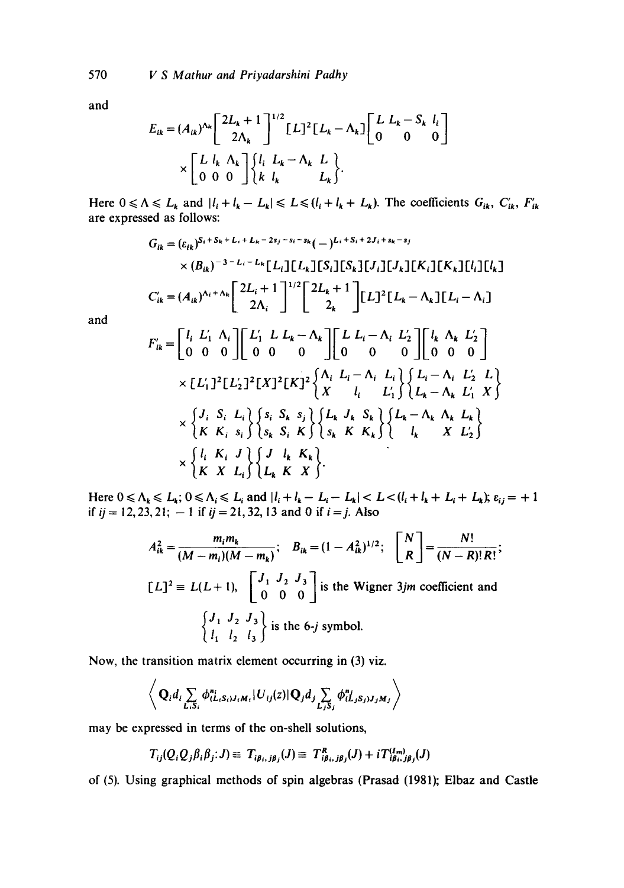and

$$E_{ik} = (A_{ik})^{\Lambda_k}\left[\begin{matrix}2L_k+1\\2\Lambda_k\end{matrix}\right]^{1/2}[L]^2[L_k-\Lambda_k]\left[\begin{matrix}L & L_k-S_k & l_i\\0 & 0 & 0\end{matrix}\right]$$
$$\times\left[\begin{matrix}L & l_k & \Lambda_k\\0 & 0 & 0\end{matrix}\right]\left\{\begin{matrix}l_i & L_k-\Lambda_k & L\\k & l_k & L_k\end{matrix}\right\}.$$

Here $0 \leqslant \Lambda \leqslant L_k$ and $|l_i + l_k - L_k| \leqslant L \leqslant (l_i + l_k + L_k)$. The coefficients $G_{ik}$, $C'_{ik}$, $F'_{ik}$ are expressed as follows:

$$G_{ik} = (\varepsilon_{ik})^{S_i+S_k+L_i+L_k-2s_j-s_i-s_k}(-)^{L_i+S_i+2J_i+s_k-s_j}$$
$$\times(B_{ik})^{-3-L_i-L_k}[L_i][L_k][S_i][S_k][J_i][J_k][K_i][K_k][l_i][l_k]$$

$$C'_{ik} = (A_{ik})^{\Lambda_i+\Lambda_k}\left[\begin{matrix}2L_i+1\\2\Lambda_i\end{matrix}\right]^{1/2}\left[\begin{matrix}2L_k+1\\2_k\end{matrix}\right][L]^2[L_k-\Lambda_k][L_i-\Lambda_i]$$

and

$$F'_{ik} = \left[\begin{matrix}l_i & L'_1 & \Lambda_i\\0 & 0 & 0\end{matrix}\right]\left[\begin{matrix}L'_1 & L & L_k-\Lambda_k\\0 & 0 & 0\end{matrix}\right]\left[\begin{matrix}L & L_i-\Lambda_i & L'_2\\0 & 0 & 0\end{matrix}\right]\left[\begin{matrix}l_k & \Lambda_k & L'_2\\0 & 0 & 0\end{matrix}\right]$$
$$\times[L'_1]^2[L'_2]^2[X]^2[K]^2\left\{\begin{matrix}\Lambda_i & L_i-\Lambda_i & L_i\\X & l_i & L'_1\end{matrix}\right\}\left\{\begin{matrix}L_i-\Lambda_i & L'_2 & L\\L_k-\Lambda_k & L'_1 & X\end{matrix}\right\}$$
$$\times\left\{\begin{matrix}J_i & S_i & L_i\\K & K_i & s_i\end{matrix}\right\}\left\{\begin{matrix}s_i & S_k & s_j\\s_k & S_i & K\end{matrix}\right\}\left\{\begin{matrix}L_k & J_k & S_k\\s_k & K & K_k\end{matrix}\right\}\left\{\begin{matrix}L_k-\Lambda_k & \Lambda_k & L_k\\l_k & X & L'_2\end{matrix}\right\}$$
$$\times\left\{\begin{matrix}l_i & K_i & J\\K & X & L_i\end{matrix}\right\}\left\{\begin{matrix}J & l_k & K_k\\L_k & K & X\end{matrix}\right\}.$$

Here $0 \leqslant \Lambda_k \leqslant L_k$; $0 \leqslant \Lambda_i \leqslant L_i$ and $|l_i + l_k - L_i - L_k| < L < (l_i + l_k + L_i + L_k)$; $\varepsilon_{ij} = +1$ if $ij = 12, 23, 21$; $-1$ if $ij = 21, 32, 13$ and $0$ if $i = j$. Also

$$A_{ik}^2 = \frac{m_i m_k}{(M-m_i)(M-m_k)};\quad B_{ik} = (1-A_{ik}^2)^{1/2};\quad \left[\begin{matrix}N\\R\end{matrix}\right] = \frac{N!}{(N-R)!R!};$$

$[L]^2 \equiv L(L+1)$, $\left[\begin{matrix}J_1 & J_2 & J_3\\0 & 0 & 0\end{matrix}\right]$ is the Wigner $3jm$ coefficient and

$\left\{\begin{matrix}J_1 & J_2 & J_3\\l_1 & l_2 & l_3\end{matrix}\right\}$ is the 6-$j$ symbol.

Now, the transition matrix element occurring in (3) viz.

$$\left\langle \mathbf{Q}_i d_i \sum_{L_i S_i} \phi^{n_i}_{(L_i S_i) J_i M_i} | U_{ij}(z) | \mathbf{Q}_j d_j \sum_{L_j S_j} \phi^{n_j}_{(L_j S_j) J_j M_j} \right\rangle$$

may be expressed in terms of the on-shell solutions,

$$T_{ij}(Q_i Q_j \beta_i \beta_j : J) \equiv T_{i\beta_i, j\beta_j}(J) \equiv T^R_{i\beta_i, j\beta_j}(J) + iT^{(Im)}_{i\beta_i, j\beta_j}(J)$$

of (5). Using graphical methods of spin algebras (Prasad (1981); Elbaz and Castle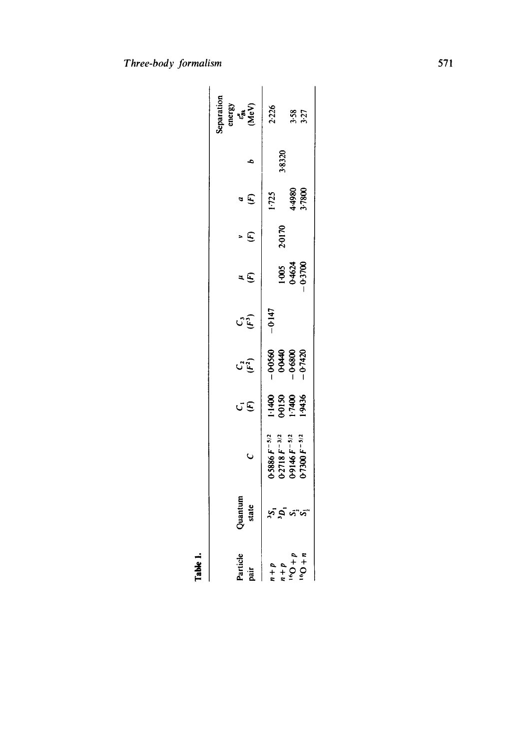**Table 1.**

| Particle pair | Quantum state | $C$ | $C_1$ $(F)$ | $C_2$ $(F^2)$ | $C_3$ $(F^3)$ | $\mu$ $(F)$ | $\nu$ $(F)$ | $a$ $(F)$ | $b$ | Separation energy $\varepsilon_{Bk}^{\alpha}$ (MeV) |
|---|---|---|---|---|---|---|---|---|---|---|
| $n+p$ | ${}^3S_1$ | $0.5886\,F^{-5/2}$ | 1.1400 | −0.0560 | −0.147 | | | 1.725 | | 2.226 |
| $n+p$ | ${}^3D_1$ | $0.2718\,F^{-3/2}$ | 0.0150 | 0.0440 | | | 2.0170 | | 3.8320 | |
| ${}^{16}O+p$ | $S_{\frac{1}{2}}$ | $0.9146\,F^{-5/2}$ | 1.7400 | −0.6800 | | 1.005 | | | | |
| | | | | | | 0.4624 | | 4.4980 | | 3.58 |
| ${}^{16}O+n$ | $S_{\frac{1}{2}}$ | $0.7300\,F^{-5/2}$ | 1.9436 | −0.7420 | | −0.3700 | | 3.7800 | | 3.27 |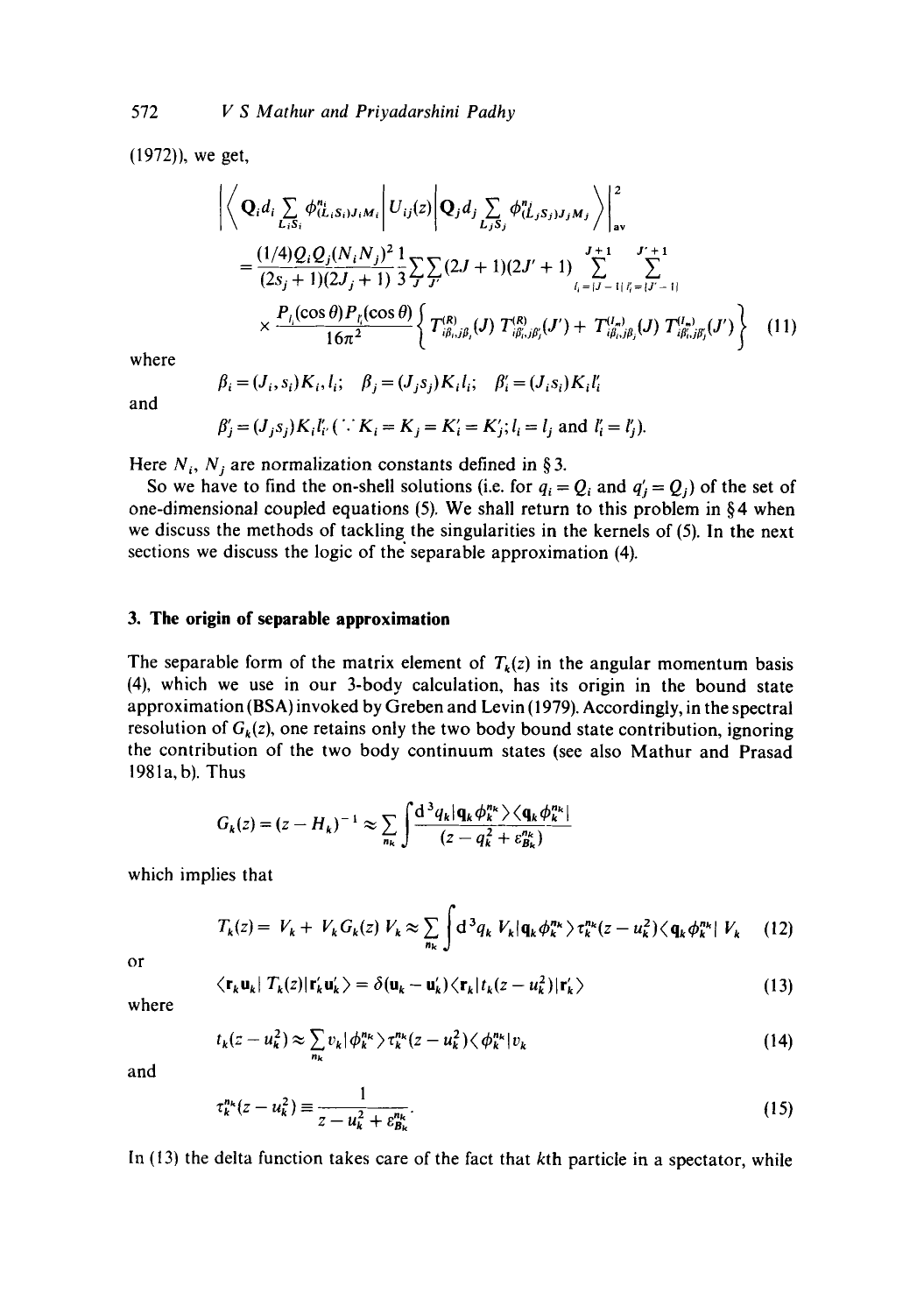(1972)), we get,

$$\left|\left\langle \mathbf{Q}_i d_i \sum_{L_i S_i} \phi^{n_i}_{(L_i S_i) J_i M_i} \middle| U_{ij}(z) \middle| \mathbf{Q}_j d_j \sum_{L_j S_j} \phi^{n_j}_{(L_j S_j) J_j M_j} \right\rangle\right|^2_{\text{av}}$$

$$= \frac{(1/4) Q_i Q_j (N_i N_j)^2}{(2s_j + 1)(2J_j + 1)} \frac{1}{3} \sum_J \sum_{J'} (2J + 1)(2J' + 1) \sum_{l_i = |J-1|}^{J+1} \sum_{l'_i = |J'-1|}^{J'+1}$$

$$\times \frac{P_{l_i}(\cos\theta) P_{l'_i}(\cos\theta)}{16\pi^2} \left\{ T^{(R)}_{i\beta_i, j\beta_j}(J)\, T^{(R)}_{i\beta'_i, j\beta'_j}(J') + T^{(I_m)}_{i\beta_i, j\beta_j}(J)\, T^{(I_m)}_{i\beta'_i, j\beta'_j}(J') \right\} \quad (11)$$

where

$$\beta_i = (J_i, s_i) K_i, l_i; \quad \beta_j = (J_j s_j) K_i l_i; \quad \beta'_i = (J_i s_i) K_i l'_i$$

and

$$\beta'_j = (J_j s_j) K_i l'_{i'} \; (\because K_i = K_j = K'_i = K'_j; l_i = l_j \text{ and } l'_i = l'_j).$$

Here $N_i$, $N_j$ are normalization constants defined in § 3.

So we have to find the on-shell solutions (i.e. for $q_i = Q_i$ and $q'_j = Q_j$) of the set of one-dimensional coupled equations (5). We shall return to this problem in § 4 when we discuss the methods of tackling the singularities in the kernels of (5). In the next sections we discuss the logic of the separable approximation (4).

## 3. The origin of separable approximation

The separable form of the matrix element of $T_k(z)$ in the angular momentum basis (4), which we use in our 3-body calculation, has its origin in the bound state approximation (BSA) invoked by Greben and Levin (1979). Accordingly, in the spectral resolution of $G_k(z)$, one retains only the two body bound state contribution, ignoring the contribution of the two body continuum states (see also Mathur and Prasad 1981a, b). Thus

$$G_k(z) = (z - H_k)^{-1} \approx \sum_{n_k} \int \frac{d^3 q_k |\mathbf{q}_k \phi^{n_k}_k\rangle \langle \mathbf{q}_k \phi^{n_k}_k|}{(z - q_k^2 + \varepsilon^{n_k}_{B_k})}$$

which implies that

$$T_k(z) = V_k + V_k G_k(z) V_k \approx \sum_{n_k} \int d^3 q_k \, V_k |\mathbf{q}_k \phi^{n_k}_k\rangle \tau^{n_k}_k (z - u_k^2) \langle \mathbf{q}_k \phi^{n_k}_k| \, V_k \quad (12)$$

or

$$\langle \mathbf{r}_k \mathbf{u}_k | \, T_k(z) | \mathbf{r}'_k \mathbf{u}'_k \rangle = \delta(\mathbf{u}_k - \mathbf{u}'_k) \langle \mathbf{r}_k | t_k(z - u_k^2) | \mathbf{r}'_k \rangle \quad (13)$$

where

$$t_k(z - u_k^2) \approx \sum_{n_k} v_k |\phi^{n_k}_k\rangle \tau^{n_k}_k (z - u_k^2) \langle \phi^{n_k}_k | v_k \quad (14)$$

and

$$\tau^{n_k}_k (z - u_k^2) \equiv \frac{1}{z - u_k^2 + \varepsilon^{n_k}_{B_k}}. \quad (15)$$

In (13) the delta function takes care of the fact that $k$th particle in a spectator, while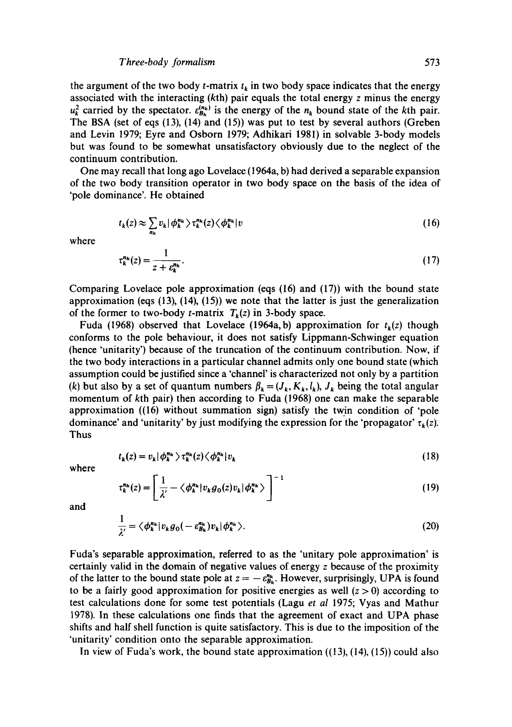the argument of the two body $t$-matrix $t_k$ in two body space indicates that the energy associated with the interacting ($k$th) pair equals the total energy $z$ minus the energy $u_k^2$ carried by the spectator. $\varepsilon_{B_k}^{(n_k)}$ is the energy of the $n_k$ bound state of the $k$th pair. The BSA (set of eqs (13), (14) and (15)) was put to test by several authors (Greben and Levin 1979; Eyre and Osborn 1979; Adhikari 1981) in solvable 3-body models but was found to be somewhat unsatisfactory obviously due to the neglect of the continuum contribution.

One may recall that long ago Lovelace (1964a, b) had derived a separable expansion of the two body transition operator in two body space on the basis of the idea of 'pole dominance'. He obtained

$$t_k(z) \approx \sum_{n_k} v_k |\phi_k^{n_k}\rangle \tau_k^{n_k}(z) \langle \phi_k^{n_k}| v \tag{16}$$

where

$$\tau_k^{n_k}(z) = \frac{1}{z + \varepsilon_k^{n_k}}. \tag{17}$$

Comparing Lovelace pole approximation (eqs (16) and (17)) with the bound state approximation (eqs (13), (14), (15)) we note that the latter is just the generalization of the former to two-body $t$-matrix $T_k(z)$ in 3-body space.

Fuda (1968) observed that Lovelace (1964a, b) approximation for $t_k(z)$ though conforms to the pole behaviour, it does not satisfy Lippmann-Schwinger equation (hence 'unitarity') because of the truncation of the continuum contribution. Now, if the two body interactions in a particular channel admits only one bound state (which assumption could be justified since a 'channel' is characterized not only by a partition ($k$) but also by a set of quantum numbers $\beta_k = (J_k, K_k, l_k)$, $J_k$ being the total angular momentum of $k$th pair) then according to Fuda (1968) one can make the separable approximation ((16) without summation sign) satisfy the twin condition of 'pole dominance' and 'unitarity' by just modifying the expression for the 'propagator' $\tau_k(z)$. Thus

$$t_k(z) = v_k |\phi_k^{n_k}\rangle \tau_k^{n_k}(z) \langle \phi_k^{n_k}| v_k \tag{18}$$

where

$$\tau_k^{n_k}(z) = \left[ \frac{1}{\lambda'} - \langle \phi_k^{n_k}| v_k g_0(z) v_k |\phi_k^{n_k}\rangle \right]^{-1} \tag{19}$$

and

$$\frac{1}{\lambda'} = \langle \phi_k^{n_k}| v_k g_0(-\varepsilon_{B_k}^{n_k}) v_k |\phi_k^{n_k}\rangle. \tag{20}$$

Fuda's separable approximation, referred to as the 'unitary pole approximation' is certainly valid in the domain of negative values of energy $z$ because of the proximity of the latter to the bound state pole at $z = -\varepsilon_{B_k}^{n_k}$. However, surprisingly, UPA is found to be a fairly good approximation for positive energies as well ($z > 0$) according to test calculations done for some test potentials (Lagu *et al* 1975; Vyas and Mathur 1978). In these calculations one finds that the agreement of exact and UPA phase shifts and half shell function is quite satisfactory. This is due to the imposition of the 'unitarity' condition onto the separable approximation.

In view of Fuda's work, the bound state approximation ((13), (14), (15)) could also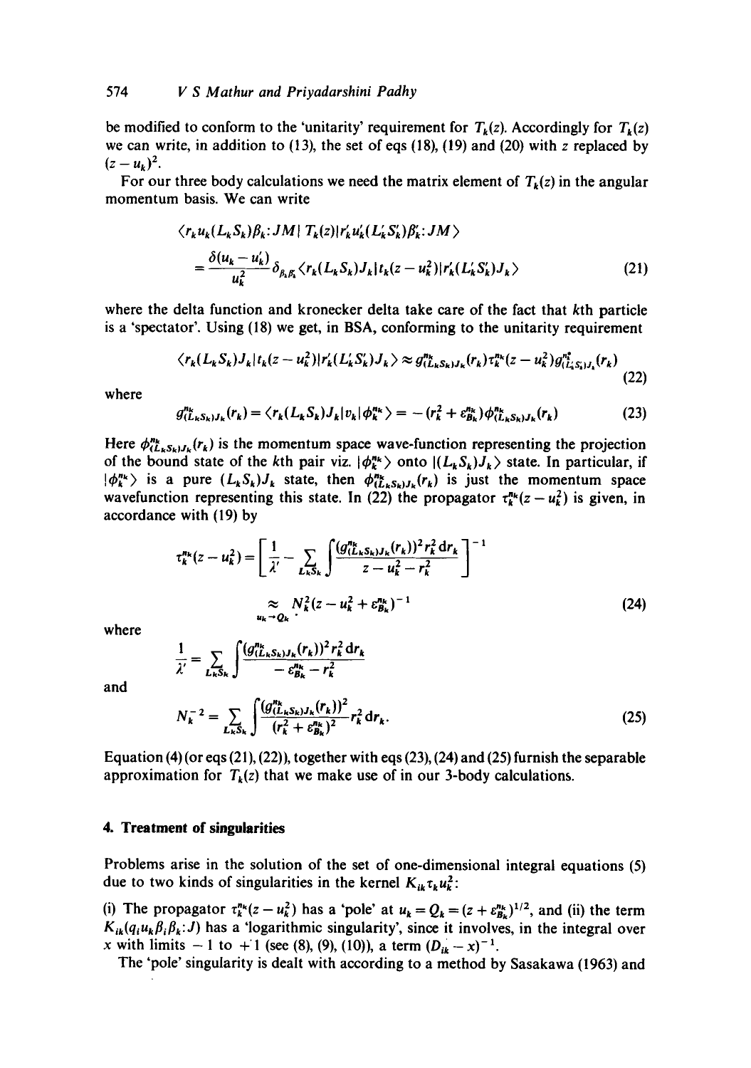be modified to conform to the 'unitarity' requirement for $T_k(z)$. Accordingly for $T_k(z)$ we can write, in addition to (13), the set of eqs (18), (19) and (20) with $z$ replaced by $(z - u_k)^2$.

For our three body calculations we need the matrix element of $T_k(z)$ in the angular momentum basis. We can write

$$\langle r_k u_k (L_k S_k)\beta_k : JM | T_k(z) | r'_k u'_k (L'_k S'_k)\beta'_k : JM \rangle$$
$$= \frac{\delta(u_k - u'_k)}{u_k^2} \delta_{\beta_k \beta'_k} \langle r_k (L_k S_k) J_k | t_k (z - u_k^2) | r'_k (L'_k S'_k) J_k \rangle \tag{21}$$

where the delta function and kronecker delta take care of the fact that $k$th particle is a 'spectator'. Using (18) we get, in BSA, conforming to the unitarity requirement

$$\langle r_k (L_k S_k) J_k | t_k (z - u_k^2) | r'_k (L'_k S'_k) J_k \rangle \approx g^{n_k}_{(L_k S_k) J_k}(r_k) \tau^{n_k}_k (z - u_k^2) g^{n_k^*}_{(L'_k S'_k) J_k}(r_k) \tag{22}$$

where

$$g^{n_k}_{(L_k S_k) J_k}(r_k) = \langle r_k (L_k S_k) J_k | v_k | \phi^{n_k}_k \rangle = -(r_k^2 + \varepsilon^{n_k}_{B_k}) \phi^{n_k}_{(L_k S_k) J_k}(r_k) \tag{23}$$

Here $\phi^{n_k}_{(L_k S_k) J_k}(r_k)$ is the momentum space wave-function representing the projection of the bound state of the $k$th pair viz. $|\phi^{n_k}_k\rangle$ onto $|(L_k S_k) J_k\rangle$ state. In particular, if $|\phi^{n_k}_k\rangle$ is a pure $(L_k S_k) J_k$ state, then $\phi^{n_k}_{(L_k S_k) J_k}(r_k)$ is just the momentum space wavefunction representing this state. In (22) the propagator $\tau^{n_k}_k (z - u_k^2)$ is given, in accordance with (19) by

$$\tau^{n_k}_k (z - u_k^2) = \left[ \frac{1}{\lambda'} - \sum_{L_k S_k} \int \frac{(g^{n_k}_{(L_k S_k) J_k}(r_k))^2 r_k^2 \, \mathrm{d}r_k}{z - u_k^2 - r_k^2} \right]^{-1}$$
$$\underset{u_k \to Q_k}{\approx} N_k^2 (z - u_k^2 + \varepsilon^{n_k}_{B_k})^{-1} \tag{24}$$

where

$$\frac{1}{\lambda'} = \sum_{L_k S_k} \int \frac{(g^{n_k}_{(L_k S_k) J_k}(r_k))^2 r_k^2 \, \mathrm{d}r_k}{-\varepsilon^{n_k}_{B_k} - r_k^2}$$

and

$$N_k^{-2} = \sum_{L_k S_k} \int \frac{(g^{n_k}_{(L_k S_k) J_k}(r_k))^2}{(r_k^2 + \varepsilon^{n_k}_{B_k})^2} r_k^2 \, \mathrm{d}r_k. \tag{25}$$

Equation (4) (or eqs (21), (22)), together with eqs (23), (24) and (25) furnish the separable approximation for $T_k(z)$ that we make use of in our 3-body calculations.

## 4. Treatment of singularities

Problems arise in the solution of the set of one-dimensional integral equations (5) due to two kinds of singularities in the kernel $K_{ik} \tau_k u_k^2$:

(i) The propagator $\tau^{n_k}_k (z - u_k^2)$ has a 'pole' at $u_k = Q_k = (z + \varepsilon^{n_k}_{B_k})^{1/2}$, and (ii) the term $K_{ik}(q_i u_k \beta_i \beta_k : J)$ has a 'logarithmic singularity', since it involves, in the integral over $x$ with limits $-1$ to $+1$ (see (8), (9), (10)), a term $(D_{ik} - x)^{-1}$.

The 'pole' singularity is dealt with according to a method by Sasakawa (1963) and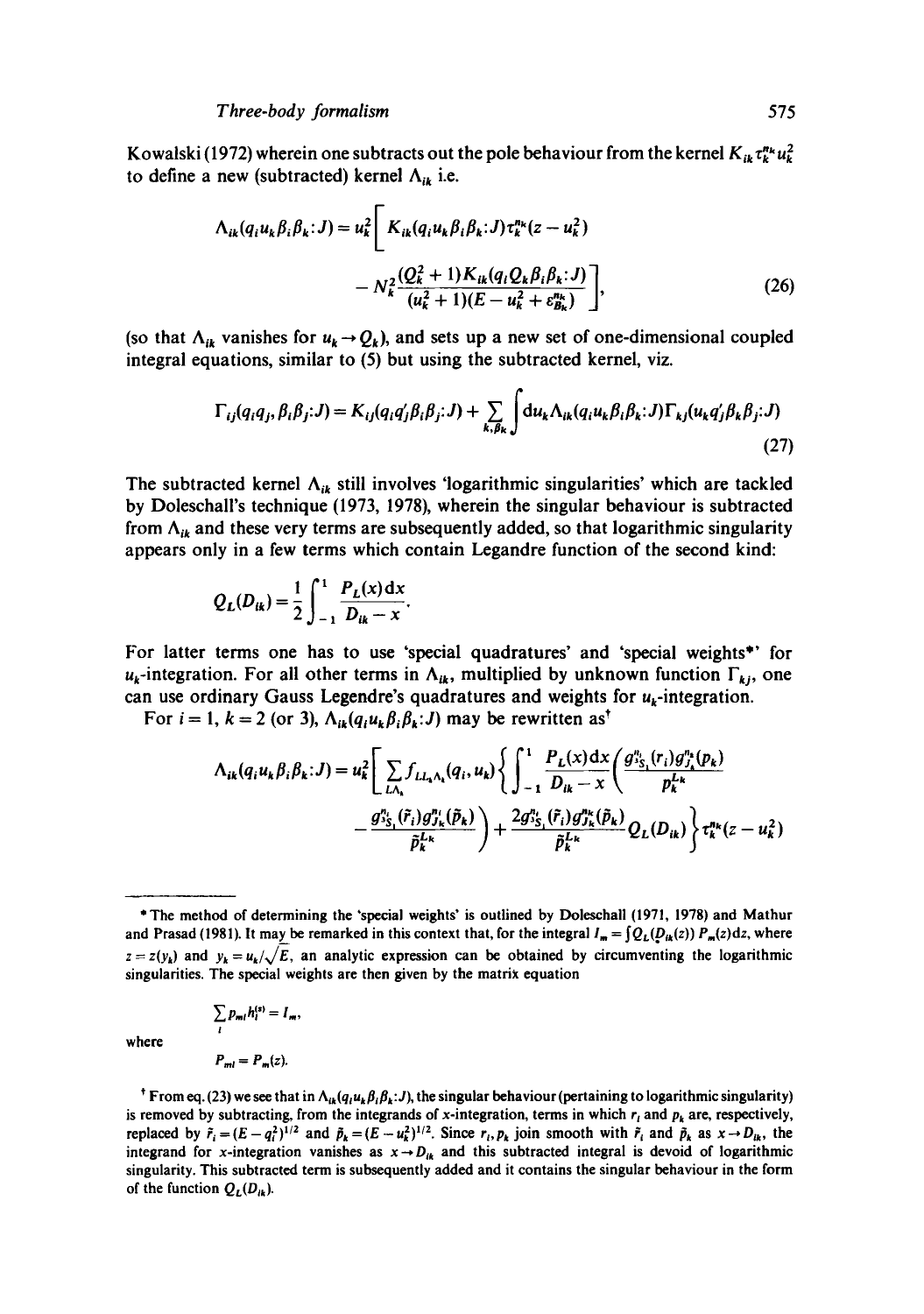Kowalski (1972) wherein one subtracts out the pole behaviour from the kernel $K_{ik}\tau_k^{n_k}u_k^2$ to define a new (subtracted) kernel $\Lambda_{ik}$ i.e.

$$\Lambda_{ik}(q_i u_k \beta_i \beta_k : J) = u_k^2 \left[ K_{ik}(q_i u_k \beta_i \beta_k : J)\tau_k^{n_k}(z - u_k^2) - N_k^2 \frac{(Q_k^2+1)K_{ik}(q_i Q_k \beta_i \beta_k : J)}{(u_k^2+1)(E - u_k^2 + \varepsilon_{B_k}^{n_k})} \right], \tag{26}$$

(so that $\Lambda_{ik}$ vanishes for $u_k \to Q_k$), and sets up a new set of one-dimensional coupled integral equations, similar to (5) but using the subtracted kernel, viz.

$$\Gamma_{ij}(q_i q_j, \beta_i \beta_j : J) = K_{ij}(q_i q_j' \beta_i \beta_j : J) + \sum_{k,\beta_k} \int \mathrm{d}u_k \Lambda_{ik}(q_i u_k \beta_i \beta_k : J)\Gamma_{kj}(u_k q_j' \beta_k \beta_j : J) \tag{27}$$

The subtracted kernel $\Lambda_{ik}$ still involves 'logarithmic singularities' which are tackled by Doleschall's technique (1973, 1978), wherein the singular behaviour is subtracted from $\Lambda_{ik}$ and these very terms are subsequently added, so that logarithmic singularity appears only in a few terms which contain Legendre function of the second kind:

$$Q_L(D_{ik}) = \frac{1}{2}\int_{-1}^{1} \frac{P_L(x)\mathrm{d}x}{D_{ik} - x}.$$

For latter terms one has to use 'special quadratures' and 'special weights*' for $u_k$-integration. For all other terms in $\Lambda_{ik}$, multiplied by unknown function $\Gamma_{kj}$, one can use ordinary Gauss Legendre's quadratures and weights for $u_k$-integration.

For $i = 1$, $k = 2$ (or 3), $\Lambda_{ik}(q_i u_k \beta_i \beta_k : J)$ may be rewritten as[†]

$$\Lambda_{ik}(q_i u_k \beta_i \beta_k : J) = u_k^2 \left[ \sum_{L\Lambda_k} f_{LL_k\Lambda_k}(q_i, u_k) \left\{ \int_{-1}^{1} \frac{P_L(x)\mathrm{d}x}{D_{ik} - x} \left( \frac{g_{^3S_1}^{n_i}(r_i) g_{J_k}^{n_k}(p_k)}{p_k^{L_k}} - \frac{g_{^3S_1}^{n_i}(\tilde{r}_i) g_{J_k}^{n_k}(\tilde{p}_k)}{\tilde{p}_k^{L_k}} \right) + \frac{2 g_{^3S_1}^{n_i}(\tilde{r}_i) g_{J_k}^{n_k}(\tilde{p}_k)}{\tilde{p}_k^{L_k}} Q_L(D_{ik}) \right\} \tau_k^{n_k}(z - u_k^2) \right.$$

---

\* The method of determining the 'special weights' is outlined by Doleschall (1971, 1978) and Mathur and Prasad (1981). It may be remarked in this context that, for the integral $I_m = \int Q_L(D_{ik}(z)) P_m(z)\mathrm{d}z$, where $z = z(y_k)$ and $y_k = u_k/\sqrt{E}$, an analytic expression can be obtained by circumventing the logarithmic singularities. The special weights are then given by the matrix equation

$$\sum_l P_{ml} h_l^{(s)} = I_m,$$

where

$$P_{ml} = P_m(z).$$

† From eq. (23) we see that in $\Lambda_{ik}(q_i u_k \beta_i \beta_k : J)$, the singular behaviour (pertaining to logarithmic singularity) is removed by subtracting, from the integrands of $x$-integration, terms in which $r_i$ and $p_k$ are, respectively, replaced by $\tilde{r}_i = (E - q_i^2)^{1/2}$ and $\tilde{p}_k = (E - u_k^2)^{1/2}$. Since $r_i, p_k$ join smooth with $\tilde{r}_i$ and $\tilde{p}_k$ as $x \to D_{ik}$, the integrand for $x$-integration vanishes as $x \to D_{ik}$ and this subtracted integral is devoid of logarithmic singularity. This subtracted term is subsequently added and it contains the singular behaviour in the form of the function $Q_L(D_{ik})$.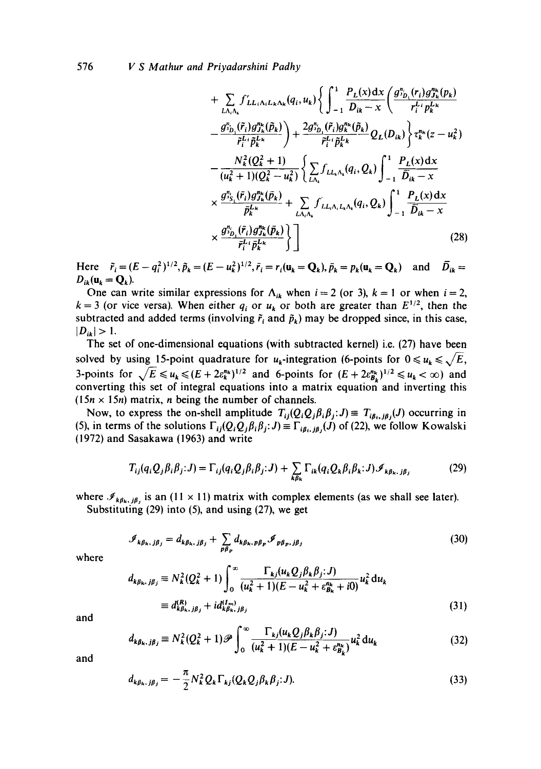$$
\begin{aligned}
&+ \sum_{L\Lambda_i\Lambda_k} f'_{LL_i\Lambda_i L_k\Lambda_k}(q_i, u_k)\left\{\int_{-1}^{1} \frac{P_L(x)\mathrm{d}x}{D_{ik}-x}\left(\frac{g^{n_i}_{^3D_1}(r_i) g^{n_k}_{J_k}(p_k)}{r_i^{L_i} p_k^{L_k}}\right.\right. \\
&\left.- \frac{g^{n_i}_{^3D_1}(\tilde{r}_i) g^{n_k}_{J_k}(\tilde{p}_k)}{\tilde{r}_i^{L_i}\tilde{p}_k^{L_k}}\right) + \left.\frac{2g^{n_i}_{^3D_1}(\tilde{r}_i) g^{n_k}_{J_k}(\tilde{p}_k)}{\tilde{r}_i^{L_i}\tilde{p}_k^{L_k}} Q_L(D_{ik})\right\}\tau^{n_k}_k(z-u_k^2) \\
&- \frac{N_k^2(Q_k^2+1)}{(u_k^2+1)(Q_k^2-u_k^2)}\left\{\sum_{L\Lambda_k} f_{LL_k\Lambda_k}(q_i, Q_k)\int_{-1}^{1}\frac{P_L(x)\mathrm{d}x}{\bar{D}_{ik}-x}\right. \\
&\times \frac{g^{n_i}_{^3S_1}(\bar{r}_i) g^{n_k}_{J_k}(\bar{p}_k)}{\bar{p}_k^{L_k}} + \sum_{L\Lambda_i\Lambda_k} f'_{LL_i\Lambda_i L_k\Lambda_k}(q_i, Q_k)\int_{-1}^{1}\frac{P_L(x)\mathrm{d}x}{\bar{D}_{ik}-x} \\
&\left.\left.\times \frac{g^{n_i}_{^3D_1}(\bar{r}_i) g^{n_k}_{J_k}(\bar{p}_k)}{\bar{r}_i^{L_i}\bar{p}_k^{L_k}}\right\}\right]
\end{aligned}
\tag{28}
$$

Here $\tilde{r}_i = (E - q_i^2)^{1/2}, \tilde{p}_k = (E - u_k^2)^{1/2}, \bar{r}_i = r_i(\mathbf{u}_k = \mathbf{Q}_k), \bar{p}_k = p_k(\mathbf{u}_k = \mathbf{Q}_k)$ and $\bar{D}_{ik} = D_{ik}(\mathbf{u}_k = \mathbf{Q}_k)$.

One can write similar expressions for $\Lambda_{ik}$ when $i = 2$ (or 3), $k = 1$ or when $i = 2$, $k = 3$ (or vice versa). When either $q_i$ or $u_k$ or both are greater than $E^{1/2}$, then the subtracted and added terms (involving $\tilde{r}_i$ and $\tilde{p}_k$) may be dropped since, in this case, $|D_{ik}| > 1$.

The set of one-dimensional equations (with subtracted kernel) i.e. (27) have been solved by using 15-point quadrature for $u_k$-integration (6-points for $0 \leqslant u_k \leqslant \sqrt{E}$, 3-points for $\sqrt{E} \leqslant u_k \leqslant (E + 2\varepsilon^{n_k}_k)^{1/2}$ and 6-points for $(E + 2\varepsilon^{n_k}_{B_k})^{1/2} \leqslant u_k < \infty$) and converting this set of integral equations into a matrix equation and inverting this $(15n \times 15n)$ matrix, $n$ being the number of channels.

Now, to express the on-shell amplitude $T_{ij}(Q_iQ_j\beta_i\beta_j{:}J) \equiv T_{i\beta_i,j\beta_j}(J)$ occurring in (5), in terms of the solutions $\Gamma_{ij}(Q_iQ_j\beta_i\beta_j{:}J) \equiv \Gamma_{i\beta_i,j\beta_j}(J)$ of (22), we follow Kowalski (1972) and Sasakawa (1963) and write

$$
T_{ij}(q_iQ_j\beta_i\beta_j{:}J) = \Gamma_{ij}(q_iQ_j\beta_i\beta_j{:}J) + \sum_{k\beta_k}\Gamma_{ik}(q_iQ_k\beta_i\beta_k{:}J)\mathscr{I}_{k\beta_k,j\beta_j}
\tag{29}
$$

where $\mathscr{I}_{k\beta_k,j\beta_j}$ is an $(11 \times 11)$ matrix with complex elements (as we shall see later).

Substituting (29) into (5), and using (27), we get

$$
\mathscr{I}_{k\beta_k,j\beta_j} = d_{k\beta_k,j\beta_j} + \sum_{p\beta_p} d_{k\beta_k,p\beta_p}\mathscr{I}_{p\beta_p,j\beta_j}
\tag{30}
$$

where

$$
\begin{aligned}
d_{k\beta_k,j\beta_j} &\equiv N_k^2(Q_k^2+1)\int_0^\infty \frac{\Gamma_{kj}(u_kQ_j\beta_k\beta_j{:}J)}{(u_k^2+1)(E-u_k^2+\varepsilon^{n_k}_{B_k}+i0)}u_k^2\,\mathrm{d}u_k \\
&\equiv d^{(R)}_{k\beta_k,j\beta_j} + i d^{(Im)}_{k\beta_k,j\beta_j}
\end{aligned}
\tag{31}
$$

and

$$
d_{k\beta_k,j\beta_j} \equiv N_k^2(Q_k^2+1)\mathscr{P}\int_0^\infty \frac{\Gamma_{kj}(u_kQ_j\beta_k\beta_j{:}J)}{(u_k^2+1)(E-u_k^2+\varepsilon^{n_k}_{B_k})}u_k^2\,\mathrm{d}u_k
\tag{32}
$$

and

$$
d_{k\beta_k,j\beta_j} = -\frac{\pi}{2}N_k^2 Q_k \Gamma_{kj}(Q_kQ_j\beta_k\beta_j{:}J).
\tag{33}
$$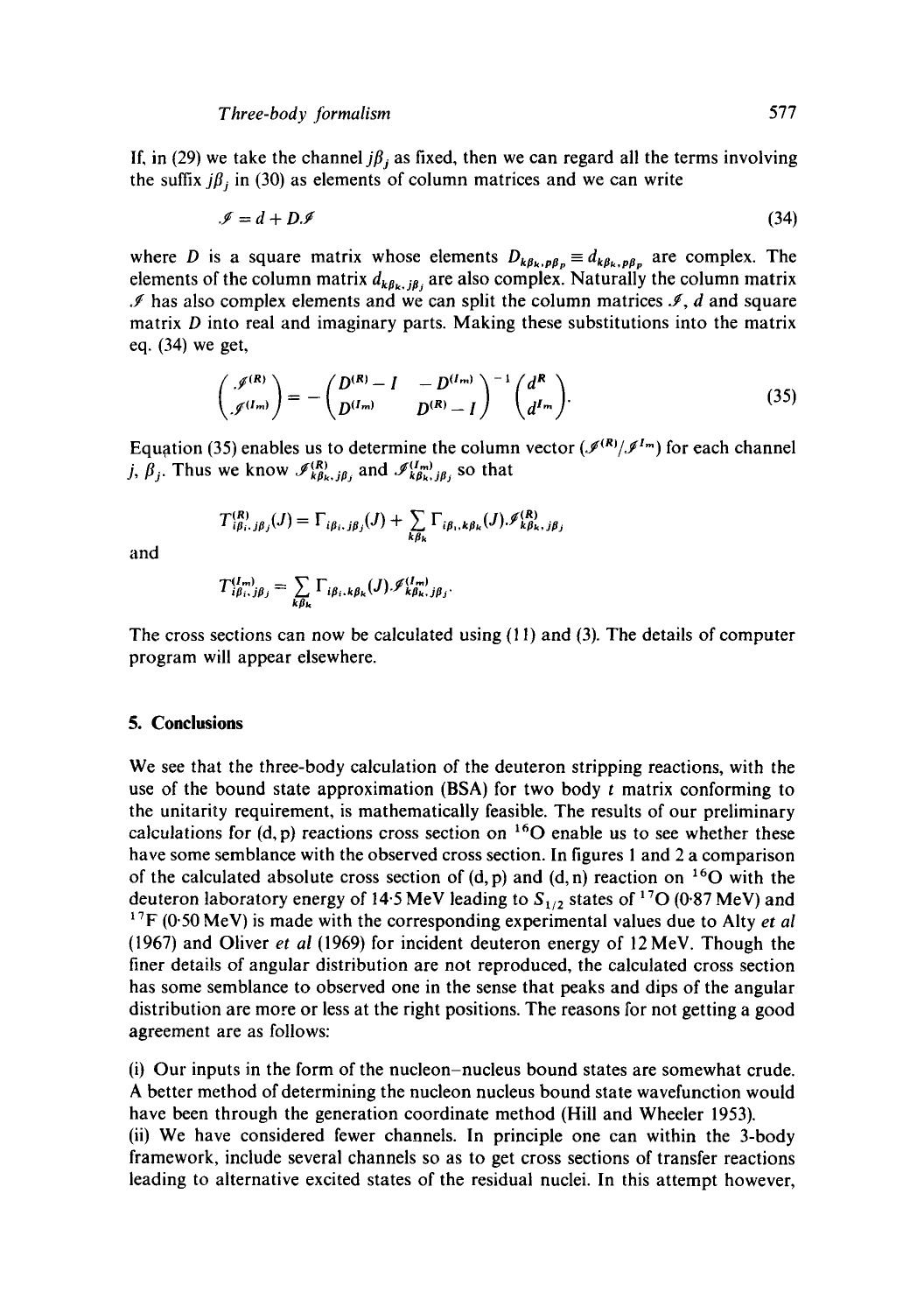If, in (29) we take the channel $j\beta_j$ as fixed, then we can regard all the terms involving the suffix $j\beta_j$ in (30) as elements of column matrices and we can write

$$\mathscr{I} = d + D.\mathscr{I} \tag{34}$$

where $D$ is a square matrix whose elements $D_{k\beta_k, p\beta_p} \equiv d_{k\beta_k, p\beta_p}$ are complex. The elements of the column matrix $d_{k\beta_k, j\beta_j}$ are also complex. Naturally the column matrix $\mathscr{I}$ has also complex elements and we can split the column matrices $\mathscr{I}$, $d$ and square matrix $D$ into real and imaginary parts. Making these substitutions into the matrix eq. (34) we get,

$$\begin{pmatrix} \mathscr{I}^{(R)} \\ \mathscr{I}^{(Im)} \end{pmatrix} = -\begin{pmatrix} D^{(R)} - I & -D^{(Im)} \\ D^{(Im)} & D^{(R)} - I \end{pmatrix}^{-1} \begin{pmatrix} d^R \\ d^{Im} \end{pmatrix}. \tag{35}$$

Equation (35) enables us to determine the column vector $(\mathscr{I}^{(R)}/\mathscr{I}^{Im})$ for each channel $j$, $\beta_j$. Thus we know $\mathscr{I}^{(R)}_{k\beta_k, j\beta_j}$ and $\mathscr{I}^{(Im)}_{k\beta_k, j\beta_j}$ so that

$$T^{(R)}_{i\beta_i, j\beta_j}(J) = \Gamma_{i\beta_i, j\beta_j}(J) + \sum_{k\beta_k} \Gamma_{i\beta_i, k\beta_k}(J).\mathscr{I}^{(R)}_{k\beta_k, j\beta_j}$$

and

$$T^{(Im)}_{i\beta_i, j\beta_j} = \sum_{k\beta_k} \Gamma_{i\beta_i, k\beta_k}(J).\mathscr{I}^{(Im)}_{k\beta_k, j\beta_j}.$$

The cross sections can now be calculated using (11) and (3). The details of computer program will appear elsewhere.

## 5. Conclusions

We see that the three-body calculation of the deuteron stripping reactions, with the use of the bound state approximation (BSA) for two body $t$ matrix conforming to the unitarity requirement, is mathematically feasible. The results of our preliminary calculations for (d, p) reactions cross section on $^{16}$O enable us to see whether these have some semblance with the observed cross section. In figures 1 and 2 a comparison of the calculated absolute cross section of (d, p) and (d, n) reaction on $^{16}$O with the deuteron laboratory energy of 14·5 MeV leading to $S_{1/2}$ states of $^{17}$O (0·87 MeV) and $^{17}$F (0·50 MeV) is made with the corresponding experimental values due to Alty *et al* (1967) and Oliver *et al* (1969) for incident deuteron energy of 12 MeV. Though the finer details of angular distribution are not reproduced, the calculated cross section has some semblance to observed one in the sense that peaks and dips of the angular distribution are more or less at the right positions. The reasons for not getting a good agreement are as follows:

(i) Our inputs in the form of the nucleon–nucleus bound states are somewhat crude. A better method of determining the nucleon nucleus bound state wavefunction would have been through the generation coordinate method (Hill and Wheeler 1953).
(ii) We have considered fewer channels. In principle one can within the 3-body framework, include several channels so as to get cross sections of transfer reactions leading to alternative excited states of the residual nuclei. In this attempt however,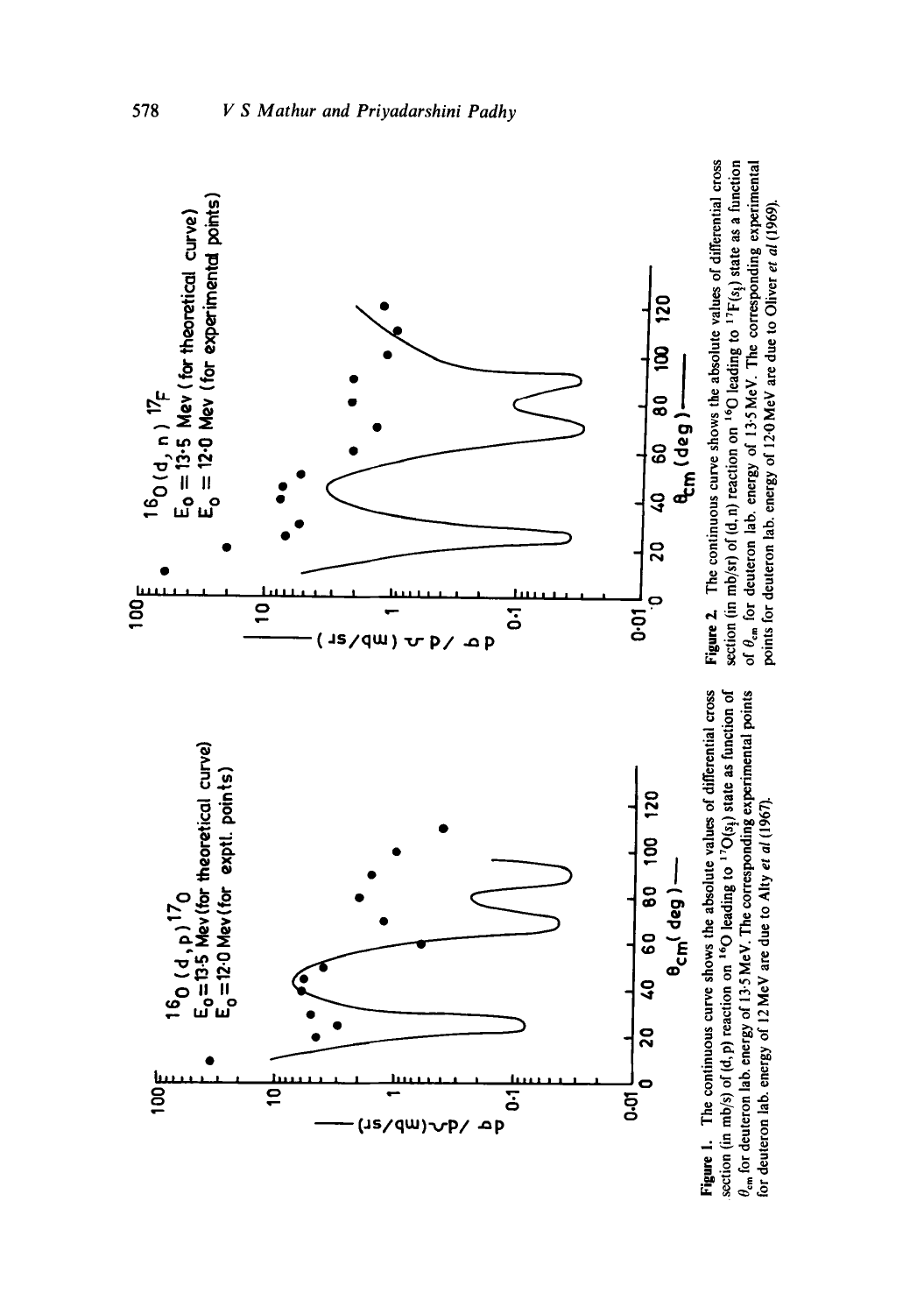**Figure 1.** The continuous curve shows the absolute values of differential cross section (in mb/s) of (d, p) reaction on $^{16}O$ leading to $^{17}O(s_{\frac{1}{2}})$ state as function of $\theta_{cm}$ for deuteron lab. energy of 13·5 MeV. The corresponding experimental points for deuteron lab. energy of 12 MeV are due to Alty *et al* (1967).

**Figure 2.** The continuous curve shows the absolute values of differential cross section (in mb/sr) of (d, n) reaction on $^{16}O$ leading to $^{17}F(s_{\frac{1}{2}})$ state as a function of $\theta_{cm}$ for deuteron lab. energy of 13·5 MeV. The corresponding experimental points for deuteron lab. energy of 12·0 MeV are due to Oliver *et al* (1969).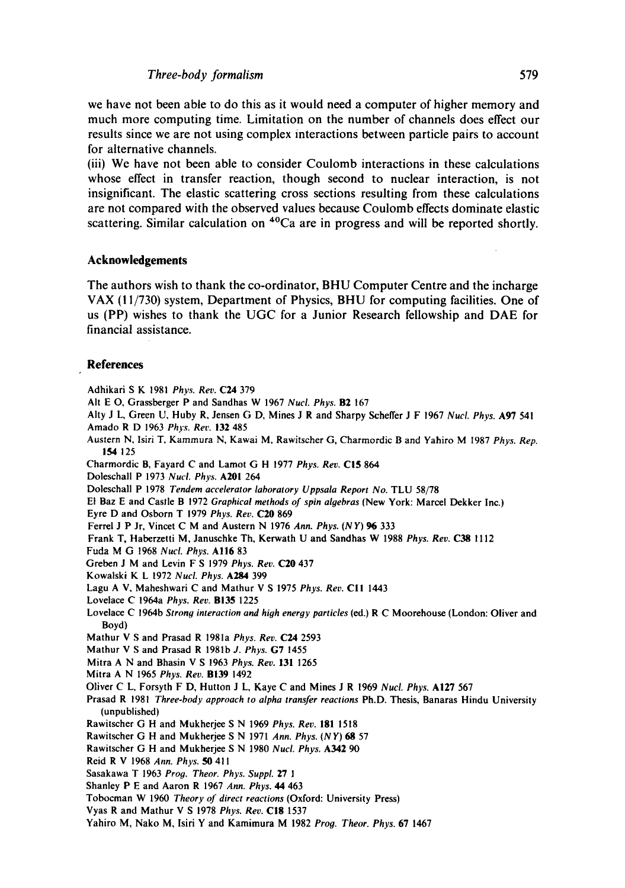we have not been able to do this as it would need a computer of higher memory and much more computing time. Limitation on the number of channels does effect our results since we are not using complex interactions between particle pairs to account for alternative channels.

(iii) We have not been able to consider Coulomb interactions in these calculations whose effect in transfer reaction, though second to nuclear interaction, is not insignificant. The elastic scattering cross sections resulting from these calculations are not compared with the observed values because Coulomb effects dominate elastic scattering. Similar calculation on $^{40}Ca$ are in progress and will be reported shortly.

## Acknowledgements

The authors wish to thank the co-ordinator, BHU Computer Centre and the incharge VAX (11/730) system, Department of Physics, BHU for computing facilities. One of us (PP) wishes to thank the UGC for a Junior Research fellowship and DAE for financial assistance.

## References

Adhikari S K 1981 *Phys. Rev.* **C24** 379

Alt E O, Grassberger P and Sandhas W 1967 *Nucl. Phys.* **B2** 167

Alty J L, Green U, Huby R, Jensen G D, Mines J R and Sharpy Scheffer J F 1967 *Nucl. Phys.* **A97** 541

Amado R D 1963 *Phys. Rev.* **132** 485

Austern N, Isiri T, Kammura N, Kawai M, Rawitscher G, Charmordic B and Yahiro M 1987 *Phys. Rep.* **154** 125

Charmordic B, Fayard C and Lamot G H 1977 *Phys. Rev.* **C15** 864

Doleschall P 1973 *Nucl. Phys.* **A201** 264

Doleschall P 1978 *Tendem accelerator laboratory Uppsala Report No.* TLU 58/78

El Baz E and Castle B 1972 *Graphical methods of spin algebras* (New York: Marcel Dekker Inc.)

Eyre D and Osborn T 1979 *Phys. Rev.* **C20** 869

Ferrel J P Jr, Vincet C M and Austern N 1976 *Ann. Phys.* (*NY*) **96** 333

Frank T, Haberzetti M, Januschke Th, Kerwath U and Sandhas W 1988 *Phys. Rev.* **C38** 1112

Fuda M G 1968 *Nucl. Phys.* **A116** 83

Greben J M and Levin F S 1979 *Phys. Rev.* **C20** 437

Kowalski K L 1972 *Nucl. Phys.* **A284** 399

Lagu A V, Maheshwari C and Mathur V S 1975 *Phys. Rev.* **C11** 1443

Lovelace C 1964a *Phys. Rev.* **B135** 1225

Lovelace C 1964b *Strong interaction and high energy particles* (ed.) R C Moorehouse (London: Oliver and Boyd)

Mathur V S and Prasad R 1981a *Phys. Rev.* **C24** 2593

Mathur V S and Prasad R 1981b *J. Phys.* **G7** 1455

Mitra A N and Bhasin V S 1963 *Phys. Rev.* **131** 1265

Mitra A N 1965 *Phys. Rev.* **B139** 1492

Oliver C L, Forsyth F D, Hutton J L, Kaye C and Mines J R 1969 *Nucl. Phys.* **A127** 567

Prasad R 1981 *Three-body approach to alpha transfer reactions* Ph.D. Thesis, Banaras Hindu University (unpublished)

Rawitscher G H and Mukherjee S N 1969 *Phys. Rev.* **181** 1518

Rawitscher G H and Mukherjee S N 1971 *Ann. Phys.* (*NY*) **68** 57

Rawitscher G H and Mukherjee S N 1980 *Nucl. Phys.* **A342** 90

Reid R V 1968 *Ann. Phys.* **50** 411

Sasakawa T 1963 *Prog. Theor. Phys. Suppl.* **27** 1

Shanley P E and Aaron R 1967 *Ann. Phys.* **44** 463

Tobocman W 1960 *Theory of direct reactions* (Oxford: University Press)

Vyas R and Mathur V S 1978 *Phys. Rev.* **C18** 1537

Yahiro M, Nako M, Isiri Y and Kamimura M 1982 *Prog. Theor. Phys.* **67** 1467